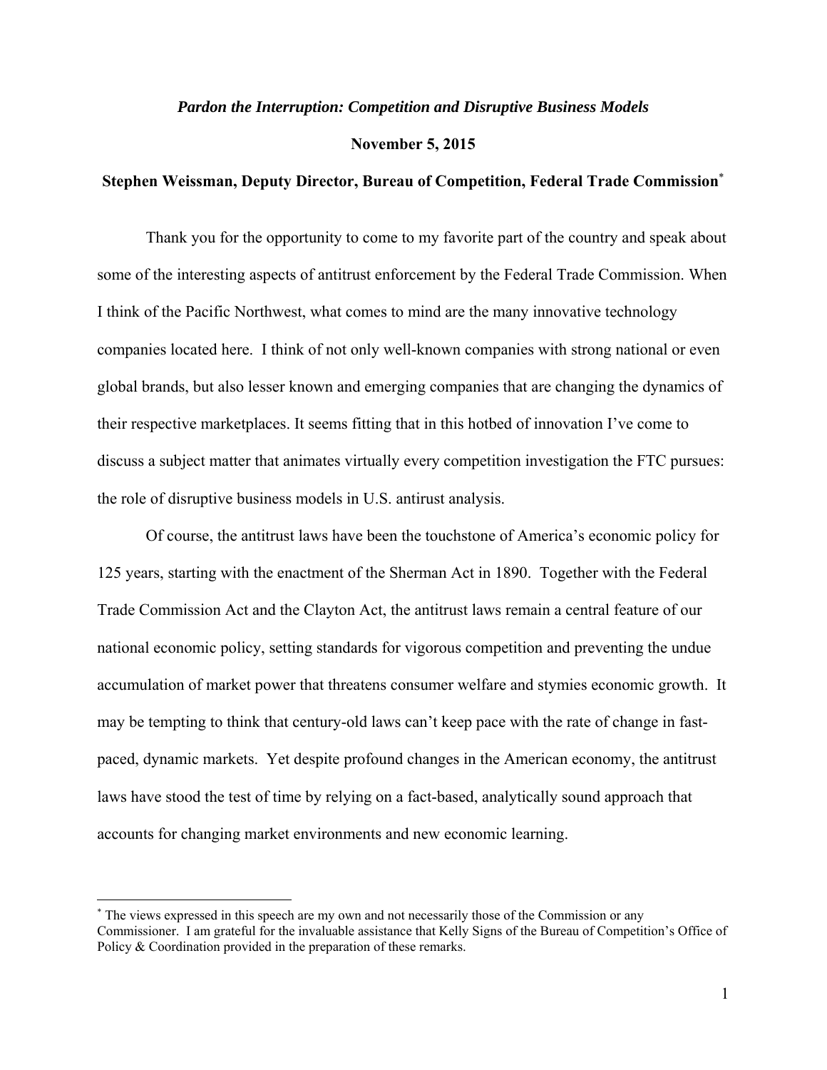***Pardon the Interruption: Competition and Disruptive Business Models***

**November 5, 2015**

**Stephen Weissman, Deputy Director, Bureau of Competition, Federal Trade Commission***

Thank you for the opportunity to come to my favorite part of the country and speak about some of the interesting aspects of antitrust enforcement by the Federal Trade Commission. When I think of the Pacific Northwest, what comes to mind are the many innovative technology companies located here. I think of not only well-known companies with strong national or even global brands, but also lesser known and emerging companies that are changing the dynamics of their respective marketplaces. It seems fitting that in this hotbed of innovation I've come to discuss a subject matter that animates virtually every competition investigation the FTC pursues: the role of disruptive business models in U.S. antitrust analysis.

Of course, the antitrust laws have been the touchstone of America's economic policy for 125 years, starting with the enactment of the Sherman Act in 1890. Together with the Federal Trade Commission Act and the Clayton Act, the antitrust laws remain a central feature of our national economic policy, setting standards for vigorous competition and preventing the undue accumulation of market power that threatens consumer welfare and stymies economic growth. It may be tempting to think that century-old laws can't keep pace with the rate of change in fast-paced, dynamic markets. Yet despite profound changes in the American economy, the antitrust laws have stood the test of time by relying on a fact-based, analytically sound approach that accounts for changing market environments and new economic learning.

---

\* The views expressed in this speech are my own and not necessarily those of the Commission or any Commissioner. I am grateful for the invaluable assistance that Kelly Signs of the Bureau of Competition's Office of Policy & Coordination provided in the preparation of these remarks.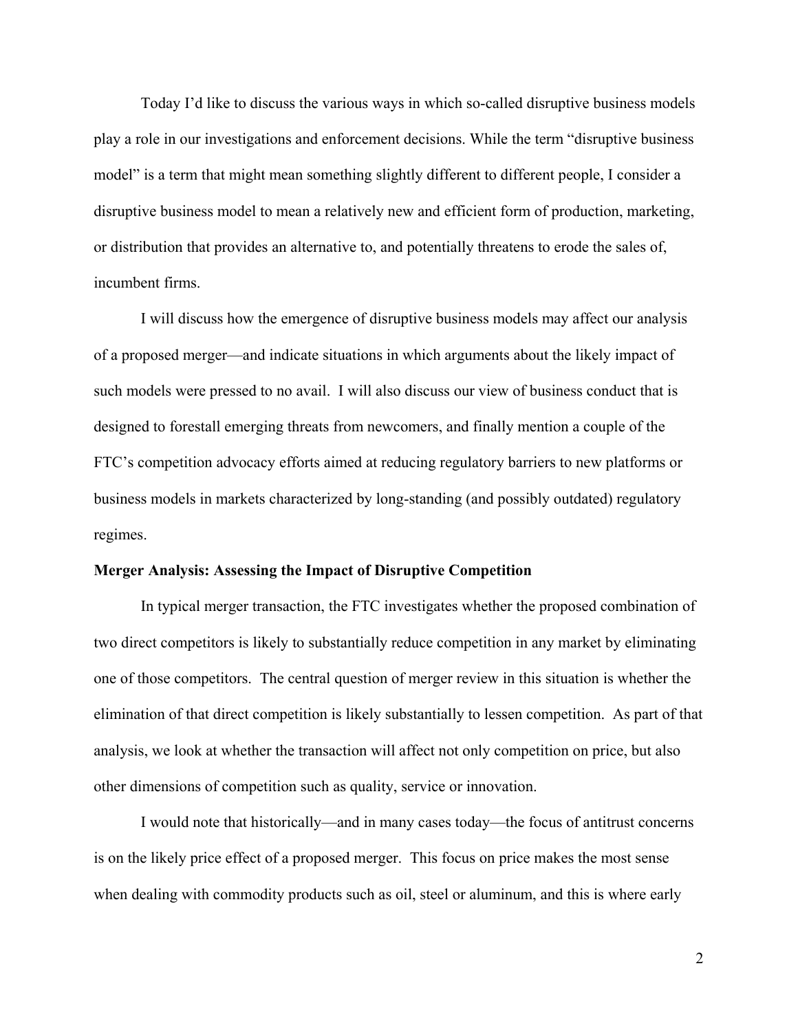Today I'd like to discuss the various ways in which so-called disruptive business models play a role in our investigations and enforcement decisions. While the term "disruptive business model" is a term that might mean something slightly different to different people, I consider a disruptive business model to mean a relatively new and efficient form of production, marketing, or distribution that provides an alternative to, and potentially threatens to erode the sales of, incumbent firms.

I will discuss how the emergence of disruptive business models may affect our analysis of a proposed merger—and indicate situations in which arguments about the likely impact of such models were pressed to no avail. I will also discuss our view of business conduct that is designed to forestall emerging threats from newcomers, and finally mention a couple of the FTC's competition advocacy efforts aimed at reducing regulatory barriers to new platforms or business models in markets characterized by long-standing (and possibly outdated) regulatory regimes.

**Merger Analysis: Assessing the Impact of Disruptive Competition**

In typical merger transaction, the FTC investigates whether the proposed combination of two direct competitors is likely to substantially reduce competition in any market by eliminating one of those competitors. The central question of merger review in this situation is whether the elimination of that direct competition is likely substantially to lessen competition. As part of that analysis, we look at whether the transaction will affect not only competition on price, but also other dimensions of competition such as quality, service or innovation.

I would note that historically—and in many cases today—the focus of antitrust concerns is on the likely price effect of a proposed merger. This focus on price makes the most sense when dealing with commodity products such as oil, steel or aluminum, and this is where early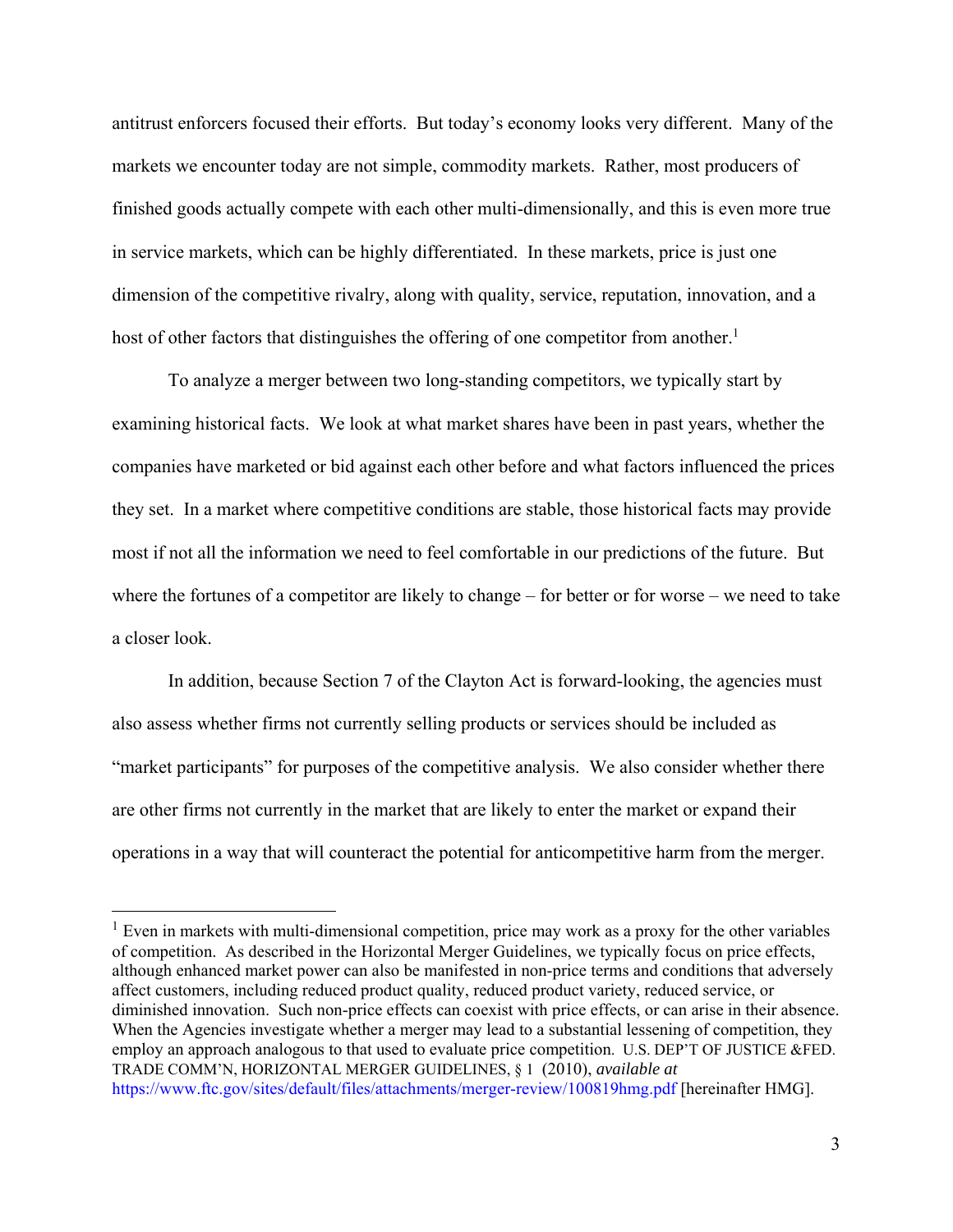antitrust enforcers focused their efforts. But today's economy looks very different. Many of the markets we encounter today are not simple, commodity markets. Rather, most producers of finished goods actually compete with each other multi-dimensionally, and this is even more true in service markets, which can be highly differentiated. In these markets, price is just one dimension of the competitive rivalry, along with quality, service, reputation, innovation, and a host of other factors that distinguishes the offering of one competitor from another.[1]

To analyze a merger between two long-standing competitors, we typically start by examining historical facts. We look at what market shares have been in past years, whether the companies have marketed or bid against each other before and what factors influenced the prices they set. In a market where competitive conditions are stable, those historical facts may provide most if not all the information we need to feel comfortable in our predictions of the future. But where the fortunes of a competitor are likely to change – for better or for worse – we need to take a closer look.

In addition, because Section 7 of the Clayton Act is forward-looking, the agencies must also assess whether firms not currently selling products or services should be included as "market participants" for purposes of the competitive analysis. We also consider whether there are other firms not currently in the market that are likely to enter the market or expand their operations in a way that will counteract the potential for anticompetitive harm from the merger.

---

[1] Even in markets with multi-dimensional competition, price may work as a proxy for the other variables of competition. As described in the Horizontal Merger Guidelines, we typically focus on price effects, although enhanced market power can also be manifested in non-price terms and conditions that adversely affect customers, including reduced product quality, reduced product variety, reduced service, or diminished innovation. Such non-price effects can coexist with price effects, or can arise in their absence. When the Agencies investigate whether a merger may lead to a substantial lessening of competition, they employ an approach analogous to that used to evaluate price competition. U.S. DEP'T OF JUSTICE &FED. TRADE COMM'N, HORIZONTAL MERGER GUIDELINES, § 1 (2010), *available at* https://www.ftc.gov/sites/default/files/attachments/merger-review/100819hmg.pdf [hereinafter HMG].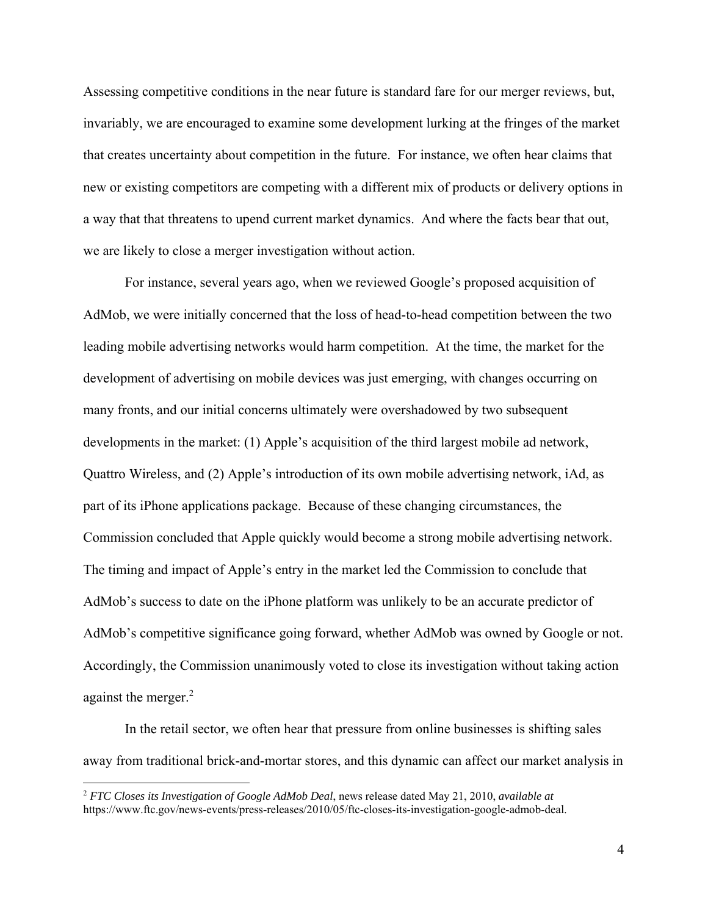Assessing competitive conditions in the near future is standard fare for our merger reviews, but, invariably, we are encouraged to examine some development lurking at the fringes of the market that creates uncertainty about competition in the future. For instance, we often hear claims that new or existing competitors are competing with a different mix of products or delivery options in a way that that threatens to upend current market dynamics. And where the facts bear that out, we are likely to close a merger investigation without action.

For instance, several years ago, when we reviewed Google's proposed acquisition of AdMob, we were initially concerned that the loss of head-to-head competition between the two leading mobile advertising networks would harm competition. At the time, the market for the development of advertising on mobile devices was just emerging, with changes occurring on many fronts, and our initial concerns ultimately were overshadowed by two subsequent developments in the market: (1) Apple's acquisition of the third largest mobile ad network, Quattro Wireless, and (2) Apple's introduction of its own mobile advertising network, iAd, as part of its iPhone applications package. Because of these changing circumstances, the Commission concluded that Apple quickly would become a strong mobile advertising network. The timing and impact of Apple's entry in the market led the Commission to conclude that AdMob's success to date on the iPhone platform was unlikely to be an accurate predictor of AdMob's competitive significance going forward, whether AdMob was owned by Google or not. Accordingly, the Commission unanimously voted to close its investigation without taking action against the merger.[2]

In the retail sector, we often hear that pressure from online businesses is shifting sales away from traditional brick-and-mortar stores, and this dynamic can affect our market analysis in

[2] *FTC Closes its Investigation of Google AdMob Deal*, news release dated May 21, 2010, *available at* https://www.ftc.gov/news-events/press-releases/2010/05/ftc-closes-its-investigation-google-admob-deal.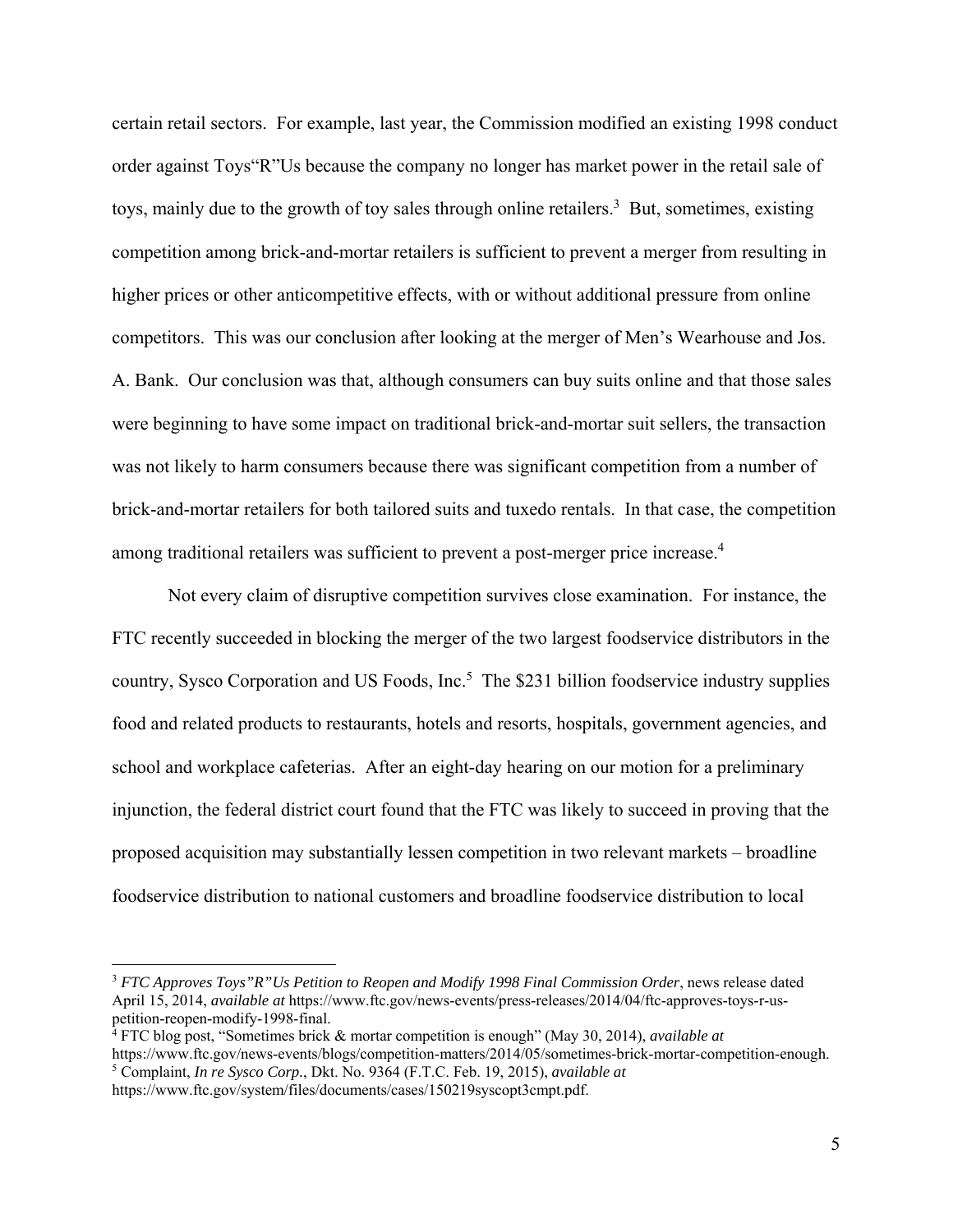certain retail sectors. For example, last year, the Commission modified an existing 1998 conduct order against Toys"R"Us because the company no longer has market power in the retail sale of toys, mainly due to the growth of toy sales through online retailers.[3] But, sometimes, existing competition among brick-and-mortar retailers is sufficient to prevent a merger from resulting in higher prices or other anticompetitive effects, with or without additional pressure from online competitors. This was our conclusion after looking at the merger of Men's Wearhouse and Jos. A. Bank. Our conclusion was that, although consumers can buy suits online and that those sales were beginning to have some impact on traditional brick-and-mortar suit sellers, the transaction was not likely to harm consumers because there was significant competition from a number of brick-and-mortar retailers for both tailored suits and tuxedo rentals. In that case, the competition among traditional retailers was sufficient to prevent a post-merger price increase.[4]

Not every claim of disruptive competition survives close examination. For instance, the FTC recently succeeded in blocking the merger of the two largest foodservice distributors in the country, Sysco Corporation and US Foods, Inc.[5] The $231 billion foodservice industry supplies food and related products to restaurants, hotels and resorts, hospitals, government agencies, and school and workplace cafeterias. After an eight-day hearing on our motion for a preliminary injunction, the federal district court found that the FTC was likely to succeed in proving that the proposed acquisition may substantially lessen competition in two relevant markets – broadline foodservice distribution to national customers and broadline foodservice distribution to local

---

[3] *FTC Approves Toys"R"Us Petition to Reopen and Modify 1998 Final Commission Order*, news release dated April 15, 2014, *available at* https://www.ftc.gov/news-events/press-releases/2014/04/ftc-approves-toys-r-us-petition-reopen-modify-1998-final.

[4] FTC blog post, "Sometimes brick & mortar competition is enough" (May 30, 2014), *available at* https://www.ftc.gov/news-events/blogs/competition-matters/2014/05/sometimes-brick-mortar-competition-enough.

[5] Complaint, *In re Sysco Corp.*, Dkt. No. 9364 (F.T.C. Feb. 19, 2015), *available at* https://www.ftc.gov/system/files/documents/cases/150219syscopt3cmpt.pdf.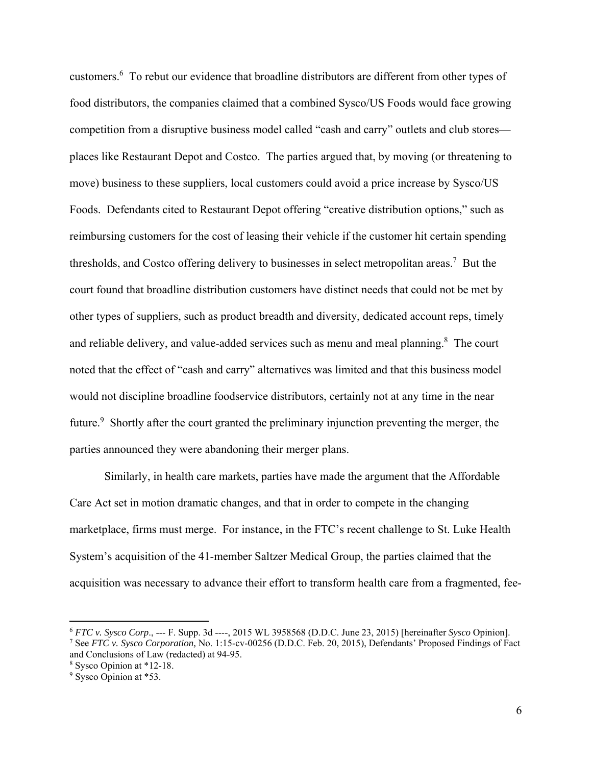customers.[6] To rebut our evidence that broadline distributors are different from other types of food distributors, the companies claimed that a combined Sysco/US Foods would face growing competition from a disruptive business model called "cash and carry" outlets and club stores—places like Restaurant Depot and Costco. The parties argued that, by moving (or threatening to move) business to these suppliers, local customers could avoid a price increase by Sysco/US Foods. Defendants cited to Restaurant Depot offering "creative distribution options," such as reimbursing customers for the cost of leasing their vehicle if the customer hit certain spending thresholds, and Costco offering delivery to businesses in select metropolitan areas.[7] But the court found that broadline distribution customers have distinct needs that could not be met by other types of suppliers, such as product breadth and diversity, dedicated account reps, timely and reliable delivery, and value-added services such as menu and meal planning.[8] The court noted that the effect of "cash and carry" alternatives was limited and that this business model would not discipline broadline foodservice distributors, certainly not at any time in the near future.[9] Shortly after the court granted the preliminary injunction preventing the merger, the parties announced they were abandoning their merger plans.

Similarly, in health care markets, parties have made the argument that the Affordable Care Act set in motion dramatic changes, and that in order to compete in the changing marketplace, firms must merge. For instance, in the FTC's recent challenge to St. Luke Health System's acquisition of the 41-member Saltzer Medical Group, the parties claimed that the acquisition was necessary to advance their effort to transform health care from a fragmented, fee-

---

[6] *FTC v. Sysco Corp*., --- F. Supp. 3d ----, 2015 WL 3958568 (D.D.C. June 23, 2015) [hereinafter *Sysco* Opinion].

[7] See *FTC v. Sysco Corporation,* No. 1:15-cv-00256 (D.D.C. Feb. 20, 2015), Defendants' Proposed Findings of Fact and Conclusions of Law (redacted) at 94-95.

[8] Sysco Opinion at *12-18.

[9] Sysco Opinion at *53.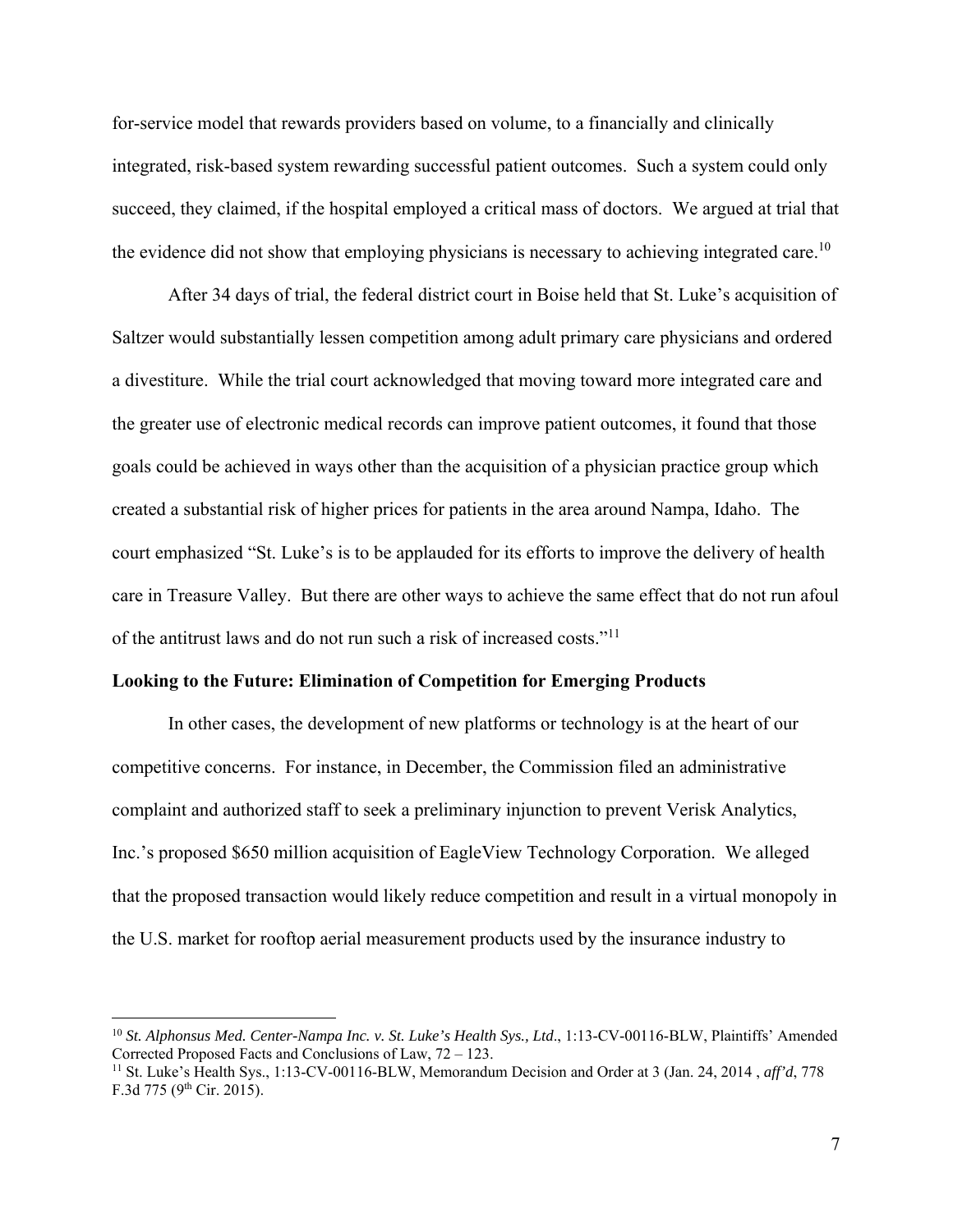for-service model that rewards providers based on volume, to a financially and clinically integrated, risk-based system rewarding successful patient outcomes. Such a system could only succeed, they claimed, if the hospital employed a critical mass of doctors. We argued at trial that the evidence did not show that employing physicians is necessary to achieving integrated care.[10]

After 34 days of trial, the federal district court in Boise held that St. Luke's acquisition of Saltzer would substantially lessen competition among adult primary care physicians and ordered a divestiture. While the trial court acknowledged that moving toward more integrated care and the greater use of electronic medical records can improve patient outcomes, it found that those goals could be achieved in ways other than the acquisition of a physician practice group which created a substantial risk of higher prices for patients in the area around Nampa, Idaho. The court emphasized "St. Luke's is to be applauded for its efforts to improve the delivery of health care in Treasure Valley. But there are other ways to achieve the same effect that do not run afoul of the antitrust laws and do not run such a risk of increased costs."[11]

**Looking to the Future: Elimination of Competition for Emerging Products**

In other cases, the development of new platforms or technology is at the heart of our competitive concerns. For instance, in December, the Commission filed an administrative complaint and authorized staff to seek a preliminary injunction to prevent Verisk Analytics, Inc.'s proposed $650 million acquisition of EagleView Technology Corporation. We alleged that the proposed transaction would likely reduce competition and result in a virtual monopoly in the U.S. market for rooftop aerial measurement products used by the insurance industry to

---

[10] *St. Alphonsus Med. Center-Nampa Inc. v. St. Luke's Health Sys., Ltd*., 1:13-CV-00116-BLW, Plaintiffs' Amended Corrected Proposed Facts and Conclusions of Law, 72 – 123.

[11] St. Luke's Health Sys., 1:13-CV-00116-BLW, Memorandum Decision and Order at 3 (Jan. 24, 2014 , *aff'd*, 778 F.3d 775 (9th Cir. 2015).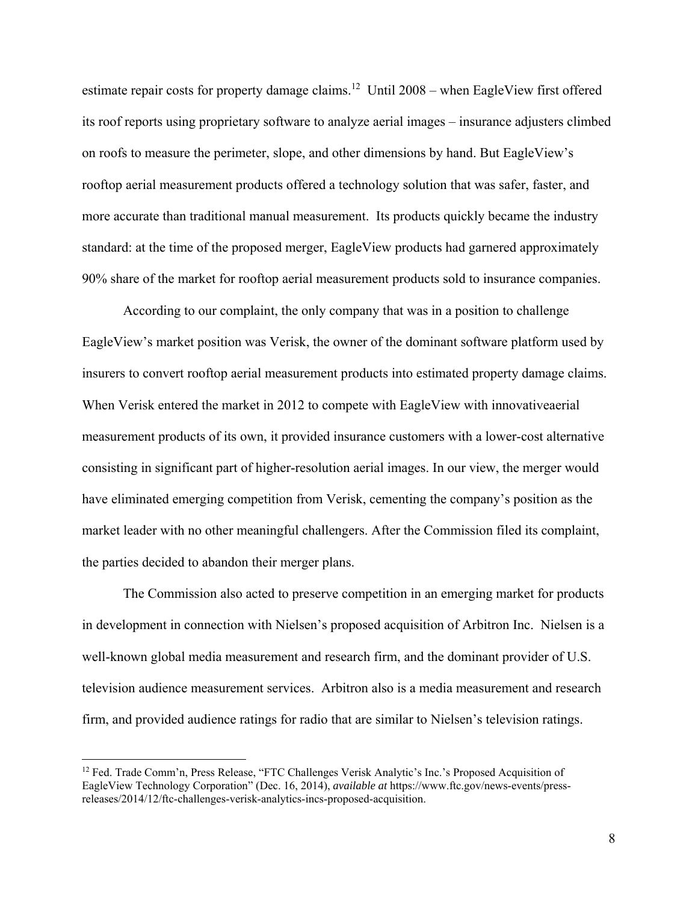estimate repair costs for property damage claims.[12] Until 2008 – when EagleView first offered its roof reports using proprietary software to analyze aerial images – insurance adjusters climbed on roofs to measure the perimeter, slope, and other dimensions by hand. But EagleView's rooftop aerial measurement products offered a technology solution that was safer, faster, and more accurate than traditional manual measurement. Its products quickly became the industry standard: at the time of the proposed merger, EagleView products had garnered approximately 90% share of the market for rooftop aerial measurement products sold to insurance companies.

According to our complaint, the only company that was in a position to challenge EagleView's market position was Verisk, the owner of the dominant software platform used by insurers to convert rooftop aerial measurement products into estimated property damage claims. When Verisk entered the market in 2012 to compete with EagleView with innovativeaerial measurement products of its own, it provided insurance customers with a lower-cost alternative consisting in significant part of higher-resolution aerial images. In our view, the merger would have eliminated emerging competition from Verisk, cementing the company's position as the market leader with no other meaningful challengers. After the Commission filed its complaint, the parties decided to abandon their merger plans.

The Commission also acted to preserve competition in an emerging market for products in development in connection with Nielsen's proposed acquisition of Arbitron Inc. Nielsen is a well-known global media measurement and research firm, and the dominant provider of U.S. television audience measurement services. Arbitron also is a media measurement and research firm, and provided audience ratings for radio that are similar to Nielsen's television ratings.

---

[12] Fed. Trade Comm'n, Press Release, "FTC Challenges Verisk Analytic's Inc.'s Proposed Acquisition of EagleView Technology Corporation" (Dec. 16, 2014), *available at* https://www.ftc.gov/news-events/press-releases/2014/12/ftc-challenges-verisk-analytics-incs-proposed-acquisition.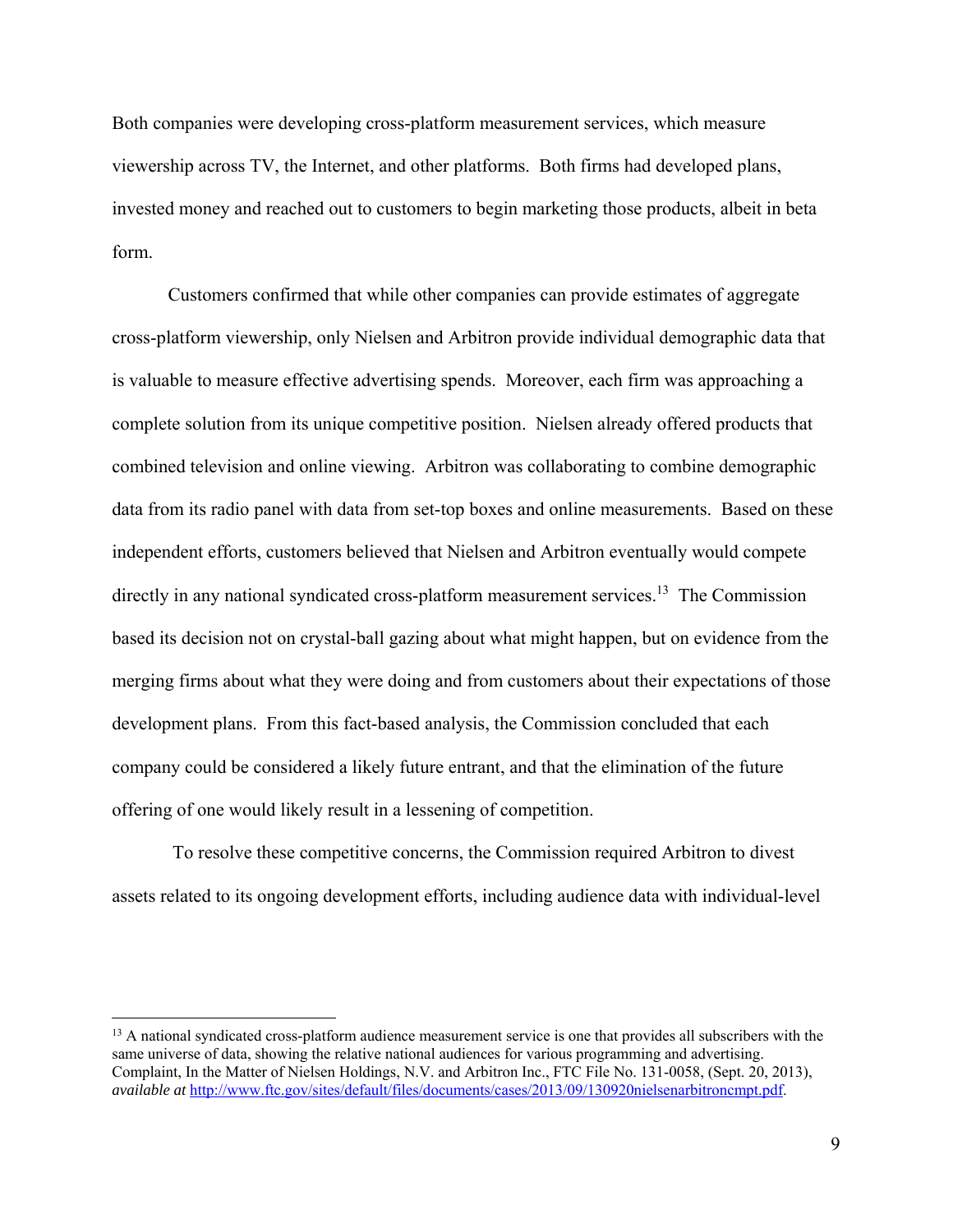Both companies were developing cross-platform measurement services, which measure viewership across TV, the Internet, and other platforms. Both firms had developed plans, invested money and reached out to customers to begin marketing those products, albeit in beta form.

Customers confirmed that while other companies can provide estimates of aggregate cross-platform viewership, only Nielsen and Arbitron provide individual demographic data that is valuable to measure effective advertising spends. Moreover, each firm was approaching a complete solution from its unique competitive position. Nielsen already offered products that combined television and online viewing. Arbitron was collaborating to combine demographic data from its radio panel with data from set-top boxes and online measurements. Based on these independent efforts, customers believed that Nielsen and Arbitron eventually would compete directly in any national syndicated cross-platform measurement services.[13] The Commission based its decision not on crystal-ball gazing about what might happen, but on evidence from the merging firms about what they were doing and from customers about their expectations of those development plans. From this fact-based analysis, the Commission concluded that each company could be considered a likely future entrant, and that the elimination of the future offering of one would likely result in a lessening of competition.

To resolve these competitive concerns, the Commission required Arbitron to divest assets related to its ongoing development efforts, including audience data with individual-level

---

[13] A national syndicated cross-platform audience measurement service is one that provides all subscribers with the same universe of data, showing the relative national audiences for various programming and advertising. Complaint, In the Matter of Nielsen Holdings, N.V. and Arbitron Inc., FTC File No. 131-0058, (Sept. 20, 2013), *available at* http://www.ftc.gov/sites/default/files/documents/cases/2013/09/130920nielsenarbitroncmpt.pdf.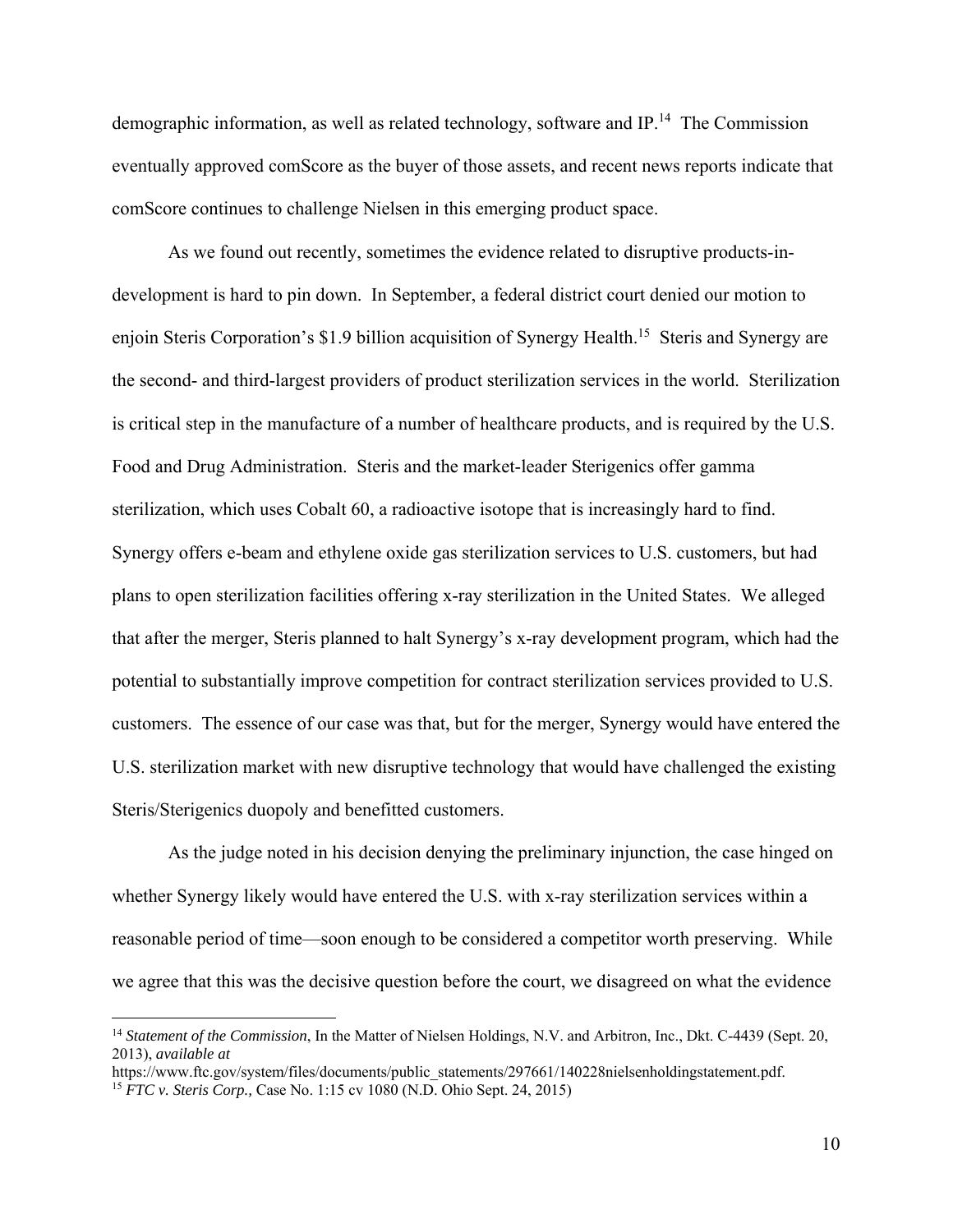demographic information, as well as related technology, software and IP.[14] The Commission eventually approved comScore as the buyer of those assets, and recent news reports indicate that comScore continues to challenge Nielsen in this emerging product space.

As we found out recently, sometimes the evidence related to disruptive products-in-development is hard to pin down. In September, a federal district court denied our motion to enjoin Steris Corporation's $1.9 billion acquisition of Synergy Health.[15] Steris and Synergy are the second- and third-largest providers of product sterilization services in the world. Sterilization is critical step in the manufacture of a number of healthcare products, and is required by the U.S. Food and Drug Administration. Steris and the market-leader Sterigenics offer gamma sterilization, which uses Cobalt 60, a radioactive isotope that is increasingly hard to find. Synergy offers e-beam and ethylene oxide gas sterilization services to U.S. customers, but had plans to open sterilization facilities offering x-ray sterilization in the United States. We alleged that after the merger, Steris planned to halt Synergy's x-ray development program, which had the potential to substantially improve competition for contract sterilization services provided to U.S. customers. The essence of our case was that, but for the merger, Synergy would have entered the U.S. sterilization market with new disruptive technology that would have challenged the existing Steris/Sterigenics duopoly and benefitted customers.

As the judge noted in his decision denying the preliminary injunction, the case hinged on whether Synergy likely would have entered the U.S. with x-ray sterilization services within a reasonable period of time—soon enough to be considered a competitor worth preserving. While we agree that this was the decisive question before the court, we disagreed on what the evidence

---

[14] *Statement of the Commission*, In the Matter of Nielsen Holdings, N.V. and Arbitron, Inc., Dkt. C-4439 (Sept. 20, 2013), *available at* https://www.ftc.gov/system/files/documents/public_statements/297661/140228nielsenholdingstatement.pdf.

[15] *FTC v. Steris Corp.,* Case No. 1:15 cv 1080 (N.D. Ohio Sept. 24, 2015)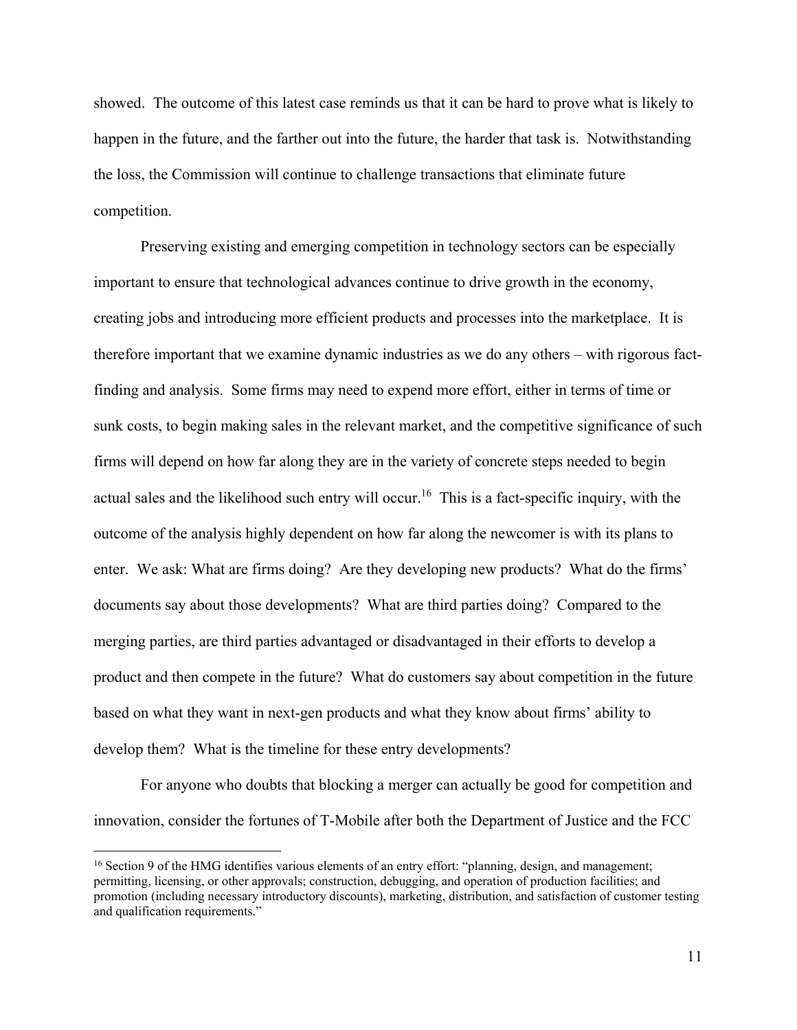showed. The outcome of this latest case reminds us that it can be hard to prove what is likely to happen in the future, and the farther out into the future, the harder that task is. Notwithstanding the loss, the Commission will continue to challenge transactions that eliminate future competition.

Preserving existing and emerging competition in technology sectors can be especially important to ensure that technological advances continue to drive growth in the economy, creating jobs and introducing more efficient products and processes into the marketplace. It is therefore important that we examine dynamic industries as we do any others – with rigorous fact-finding and analysis. Some firms may need to expend more effort, either in terms of time or sunk costs, to begin making sales in the relevant market, and the competitive significance of such firms will depend on how far along they are in the variety of concrete steps needed to begin actual sales and the likelihood such entry will occur.[16] This is a fact-specific inquiry, with the outcome of the analysis highly dependent on how far along the newcomer is with its plans to enter. We ask: What are firms doing? Are they developing new products? What do the firms' documents say about those developments? What are third parties doing? Compared to the merging parties, are third parties advantaged or disadvantaged in their efforts to develop a product and then compete in the future? What do customers say about competition in the future based on what they want in next-gen products and what they know about firms' ability to develop them? What is the timeline for these entry developments?

For anyone who doubts that blocking a merger can actually be good for competition and innovation, consider the fortunes of T-Mobile after both the Department of Justice and the FCC

---

[16] Section 9 of the HMG identifies various elements of an entry effort: "planning, design, and management; permitting, licensing, or other approvals; construction, debugging, and operation of production facilities; and promotion (including necessary introductory discounts), marketing, distribution, and satisfaction of customer testing and qualification requirements."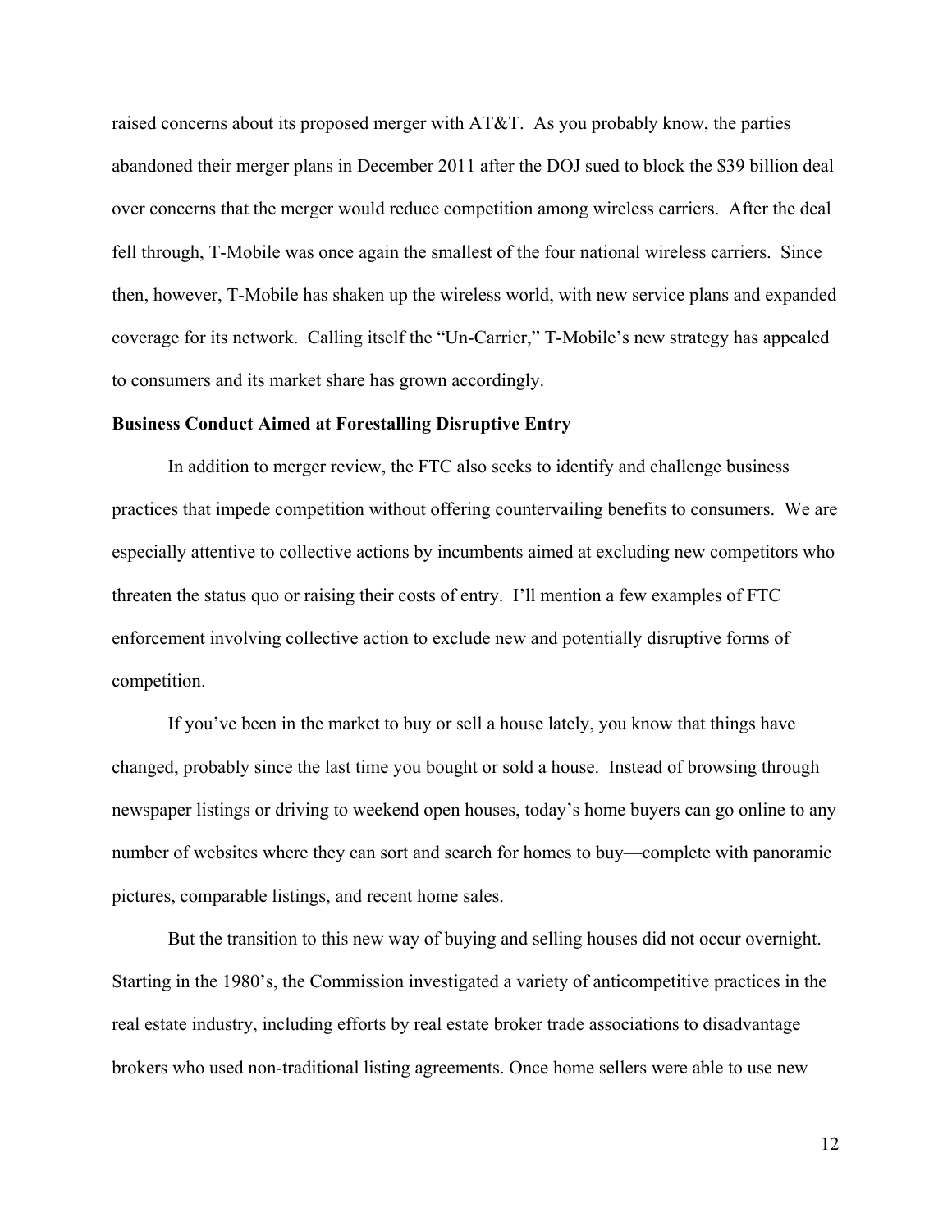raised concerns about its proposed merger with AT&T. As you probably know, the parties abandoned their merger plans in December 2011 after the DOJ sued to block the $39 billion deal over concerns that the merger would reduce competition among wireless carriers. After the deal fell through, T-Mobile was once again the smallest of the four national wireless carriers. Since then, however, T-Mobile has shaken up the wireless world, with new service plans and expanded coverage for its network. Calling itself the "Un-Carrier," T-Mobile's new strategy has appealed to consumers and its market share has grown accordingly.

**Business Conduct Aimed at Forestalling Disruptive Entry**

In addition to merger review, the FTC also seeks to identify and challenge business practices that impede competition without offering countervailing benefits to consumers. We are especially attentive to collective actions by incumbents aimed at excluding new competitors who threaten the status quo or raising their costs of entry. I'll mention a few examples of FTC enforcement involving collective action to exclude new and potentially disruptive forms of competition.

If you've been in the market to buy or sell a house lately, you know that things have changed, probably since the last time you bought or sold a house. Instead of browsing through newspaper listings or driving to weekend open houses, today's home buyers can go online to any number of websites where they can sort and search for homes to buy—complete with panoramic pictures, comparable listings, and recent home sales.

But the transition to this new way of buying and selling houses did not occur overnight. Starting in the 1980's, the Commission investigated a variety of anticompetitive practices in the real estate industry, including efforts by real estate broker trade associations to disadvantage brokers who used non-traditional listing agreements. Once home sellers were able to use new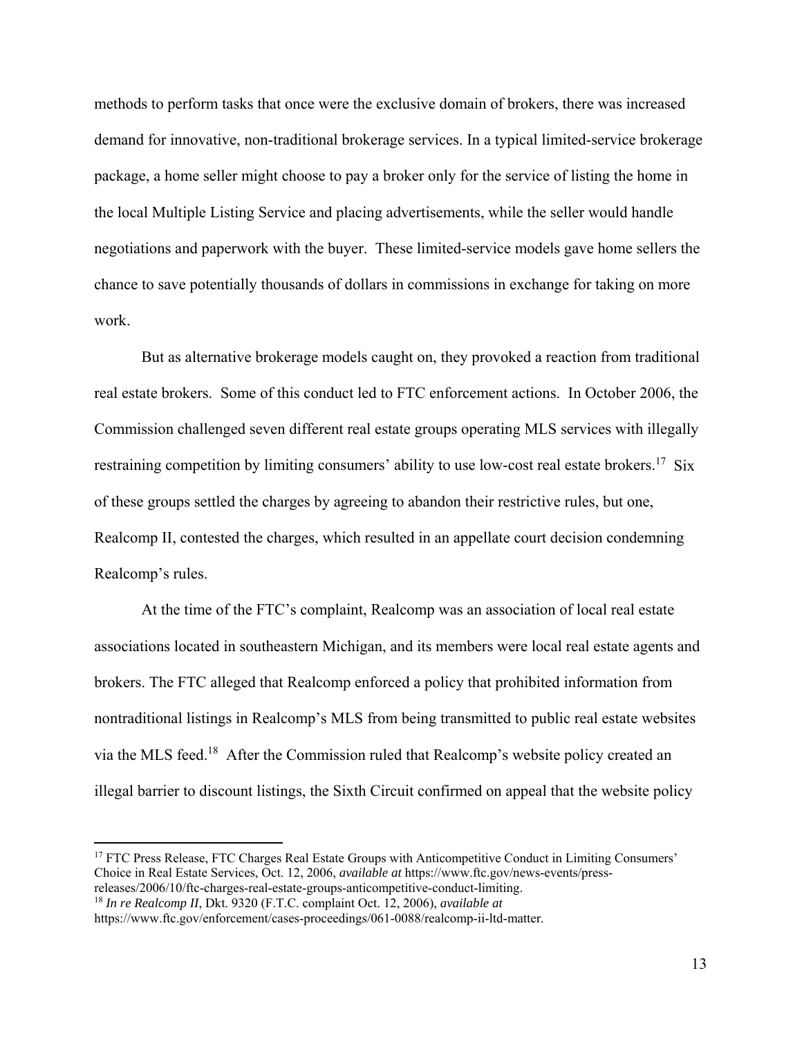methods to perform tasks that once were the exclusive domain of brokers, there was increased demand for innovative, non-traditional brokerage services. In a typical limited-service brokerage package, a home seller might choose to pay a broker only for the service of listing the home in the local Multiple Listing Service and placing advertisements, while the seller would handle negotiations and paperwork with the buyer. These limited-service models gave home sellers the chance to save potentially thousands of dollars in commissions in exchange for taking on more work.

But as alternative brokerage models caught on, they provoked a reaction from traditional real estate brokers. Some of this conduct led to FTC enforcement actions. In October 2006, the Commission challenged seven different real estate groups operating MLS services with illegally restraining competition by limiting consumers' ability to use low-cost real estate brokers.[17] Six of these groups settled the charges by agreeing to abandon their restrictive rules, but one, Realcomp II, contested the charges, which resulted in an appellate court decision condemning Realcomp's rules.

At the time of the FTC's complaint, Realcomp was an association of local real estate associations located in southeastern Michigan, and its members were local real estate agents and brokers. The FTC alleged that Realcomp enforced a policy that prohibited information from nontraditional listings in Realcomp's MLS from being transmitted to public real estate websites via the MLS feed.[18] After the Commission ruled that Realcomp's website policy created an illegal barrier to discount listings, the Sixth Circuit confirmed on appeal that the website policy

---

[17] FTC Press Release, FTC Charges Real Estate Groups with Anticompetitive Conduct in Limiting Consumers' Choice in Real Estate Services, Oct. 12, 2006, *available at* https://www.ftc.gov/news-events/press-releases/2006/10/ftc-charges-real-estate-groups-anticompetitive-conduct-limiting.

[18] *In re Realcomp II*, Dkt. 9320 (F.T.C. complaint Oct. 12, 2006), *available at* https://www.ftc.gov/enforcement/cases-proceedings/061-0088/realcomp-ii-ltd-matter.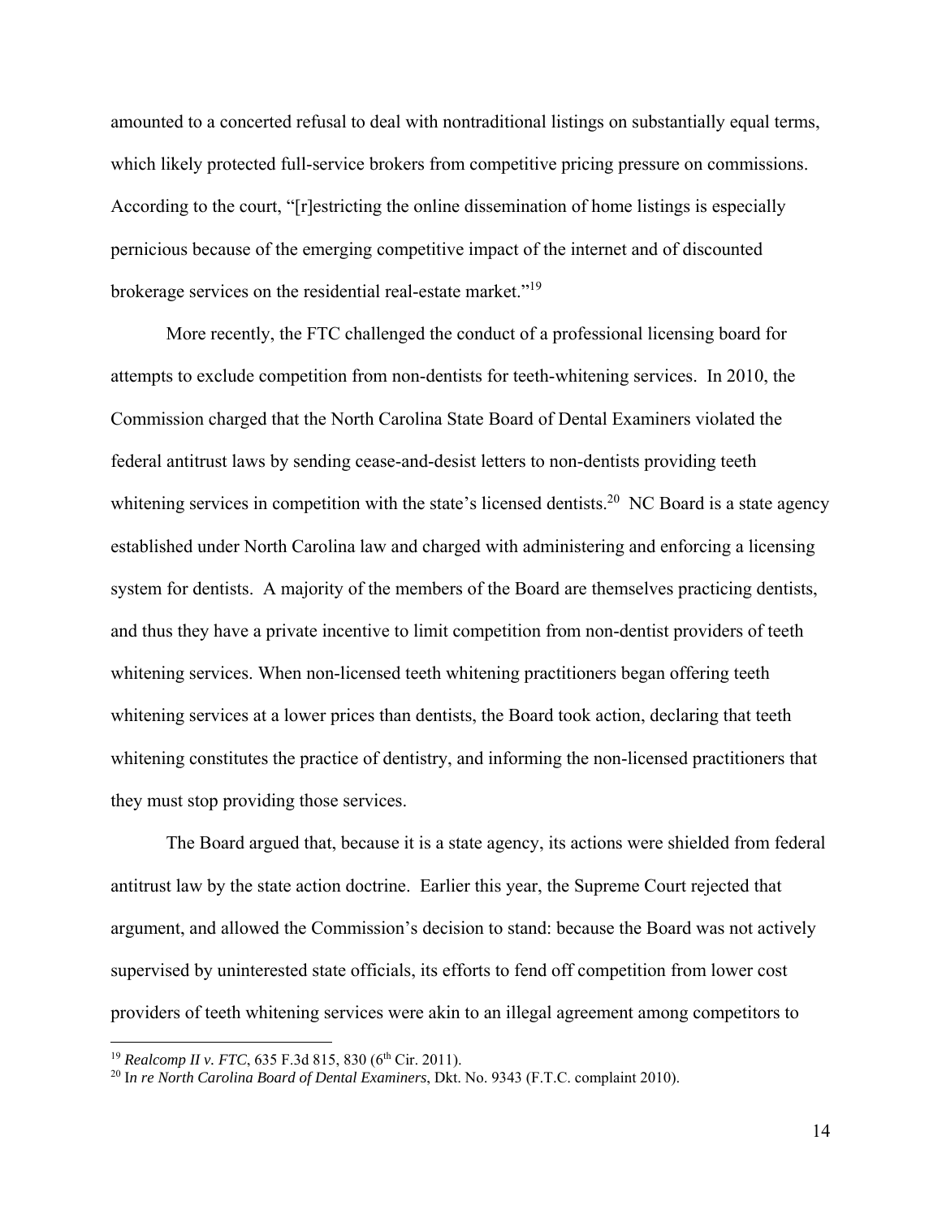amounted to a concerted refusal to deal with nontraditional listings on substantially equal terms, which likely protected full-service brokers from competitive pricing pressure on commissions. According to the court, "[r]estricting the online dissemination of home listings is especially pernicious because of the emerging competitive impact of the internet and of discounted brokerage services on the residential real-estate market."[19]

More recently, the FTC challenged the conduct of a professional licensing board for attempts to exclude competition from non-dentists for teeth-whitening services. In 2010, the Commission charged that the North Carolina State Board of Dental Examiners violated the federal antitrust laws by sending cease-and-desist letters to non-dentists providing teeth whitening services in competition with the state's licensed dentists.[20] NC Board is a state agency established under North Carolina law and charged with administering and enforcing a licensing system for dentists. A majority of the members of the Board are themselves practicing dentists, and thus they have a private incentive to limit competition from non-dentist providers of teeth whitening services. When non-licensed teeth whitening practitioners began offering teeth whitening services at a lower prices than dentists, the Board took action, declaring that teeth whitening constitutes the practice of dentistry, and informing the non-licensed practitioners that they must stop providing those services.

The Board argued that, because it is a state agency, its actions were shielded from federal antitrust law by the state action doctrine. Earlier this year, the Supreme Court rejected that argument, and allowed the Commission's decision to stand: because the Board was not actively supervised by uninterested state officials, its efforts to fend off competition from lower cost providers of teeth whitening services were akin to an illegal agreement among competitors to

---

[19] *Realcomp II v. FTC*, 635 F.3d 815, 830 (6th Cir. 2011).

[20] I*n re North Carolina Board of Dental Examiners*, Dkt. No. 9343 (F.T.C. complaint 2010).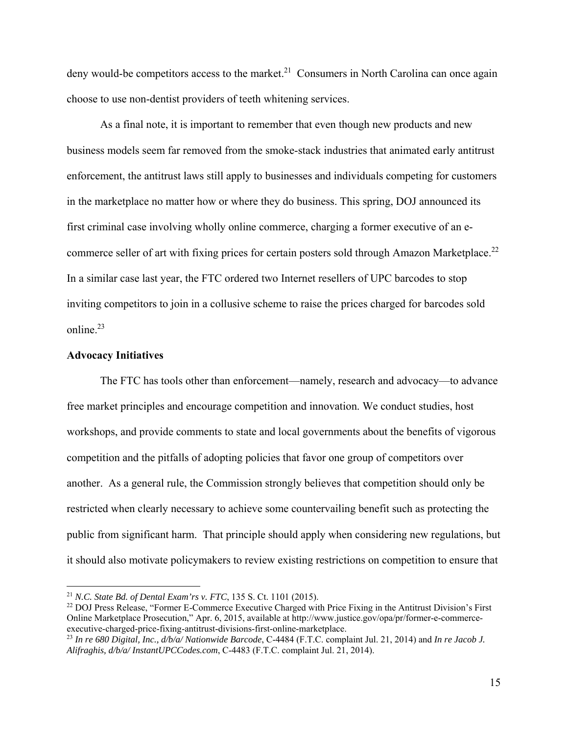deny would-be competitors access to the market.[21] Consumers in North Carolina can once again choose to use non-dentist providers of teeth whitening services.

As a final note, it is important to remember that even though new products and new business models seem far removed from the smoke-stack industries that animated early antitrust enforcement, the antitrust laws still apply to businesses and individuals competing for customers in the marketplace no matter how or where they do business. This spring, DOJ announced its first criminal case involving wholly online commerce, charging a former executive of an e-commerce seller of art with fixing prices for certain posters sold through Amazon Marketplace.[22] In a similar case last year, the FTC ordered two Internet resellers of UPC barcodes to stop inviting competitors to join in a collusive scheme to raise the prices charged for barcodes sold online.[23]

**Advocacy Initiatives**

The FTC has tools other than enforcement—namely, research and advocacy—to advance free market principles and encourage competition and innovation. We conduct studies, host workshops, and provide comments to state and local governments about the benefits of vigorous competition and the pitfalls of adopting policies that favor one group of competitors over another. As a general rule, the Commission strongly believes that competition should only be restricted when clearly necessary to achieve some countervailing benefit such as protecting the public from significant harm. That principle should apply when considering new regulations, but it should also motivate policymakers to review existing restrictions on competition to ensure that

---

[21] *N.C. State Bd. of Dental Exam'rs v. FTC*, 135 S. Ct. 1101 (2015).

[22] DOJ Press Release, "Former E-Commerce Executive Charged with Price Fixing in the Antitrust Division's First Online Marketplace Prosecution," Apr. 6, 2015, available at http://www.justice.gov/opa/pr/former-e-commerce-executive-charged-price-fixing-antitrust-divisions-first-online-marketplace.

[23] *In re 680 Digital, Inc., d/b/a/ Nationwide Barcode*, C-4484 (F.T.C. complaint Jul. 21, 2014) and *In re Jacob J. Alifraghis, d/b/a/ InstantUPCCodes.com*, C-4483 (F.T.C. complaint Jul. 21, 2014).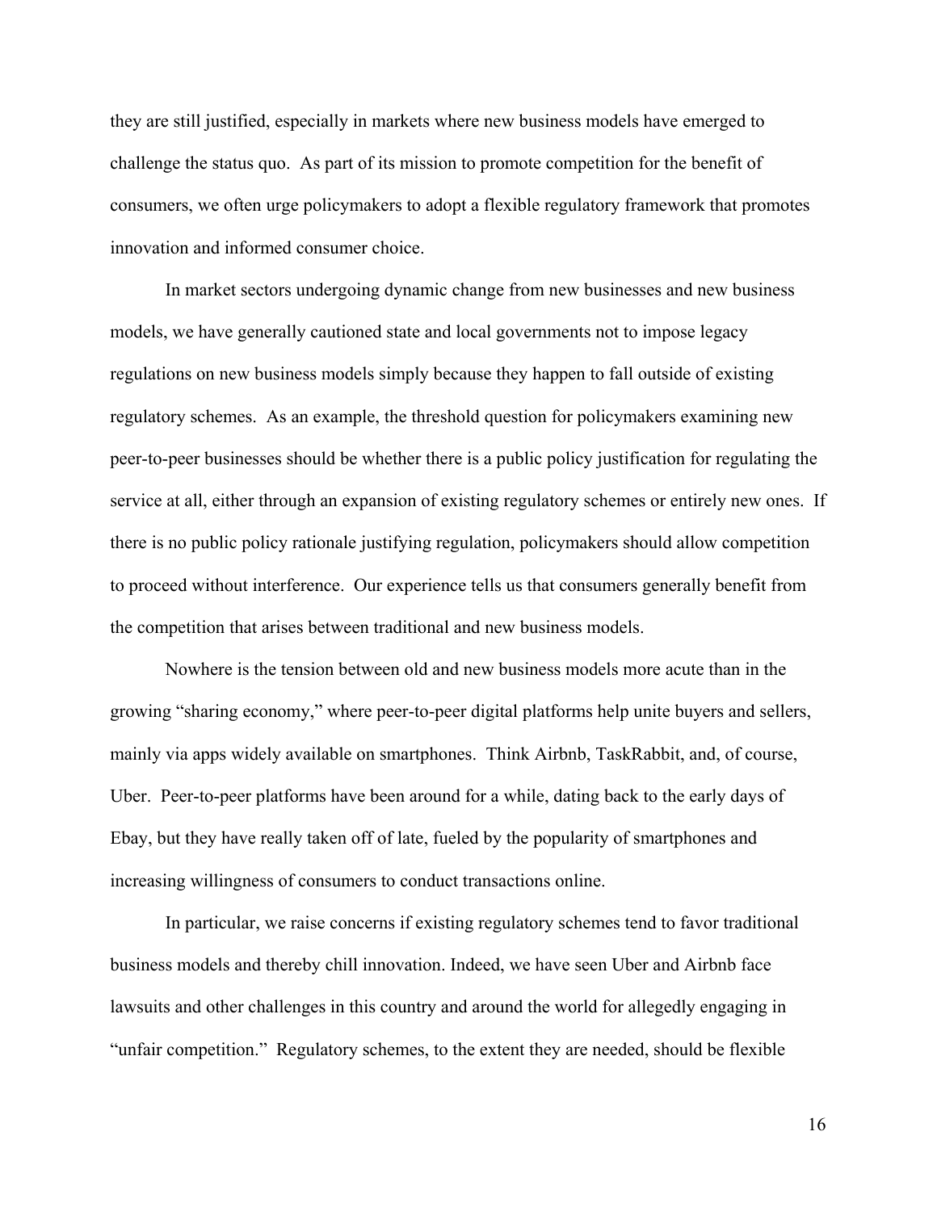they are still justified, especially in markets where new business models have emerged to challenge the status quo. As part of its mission to promote competition for the benefit of consumers, we often urge policymakers to adopt a flexible regulatory framework that promotes innovation and informed consumer choice.

In market sectors undergoing dynamic change from new businesses and new business models, we have generally cautioned state and local governments not to impose legacy regulations on new business models simply because they happen to fall outside of existing regulatory schemes. As an example, the threshold question for policymakers examining new peer-to-peer businesses should be whether there is a public policy justification for regulating the service at all, either through an expansion of existing regulatory schemes or entirely new ones. If there is no public policy rationale justifying regulation, policymakers should allow competition to proceed without interference. Our experience tells us that consumers generally benefit from the competition that arises between traditional and new business models.

Nowhere is the tension between old and new business models more acute than in the growing "sharing economy," where peer-to-peer digital platforms help unite buyers and sellers, mainly via apps widely available on smartphones. Think Airbnb, TaskRabbit, and, of course, Uber. Peer-to-peer platforms have been around for a while, dating back to the early days of Ebay, but they have really taken off of late, fueled by the popularity of smartphones and increasing willingness of consumers to conduct transactions online.

In particular, we raise concerns if existing regulatory schemes tend to favor traditional business models and thereby chill innovation. Indeed, we have seen Uber and Airbnb face lawsuits and other challenges in this country and around the world for allegedly engaging in "unfair competition." Regulatory schemes, to the extent they are needed, should be flexible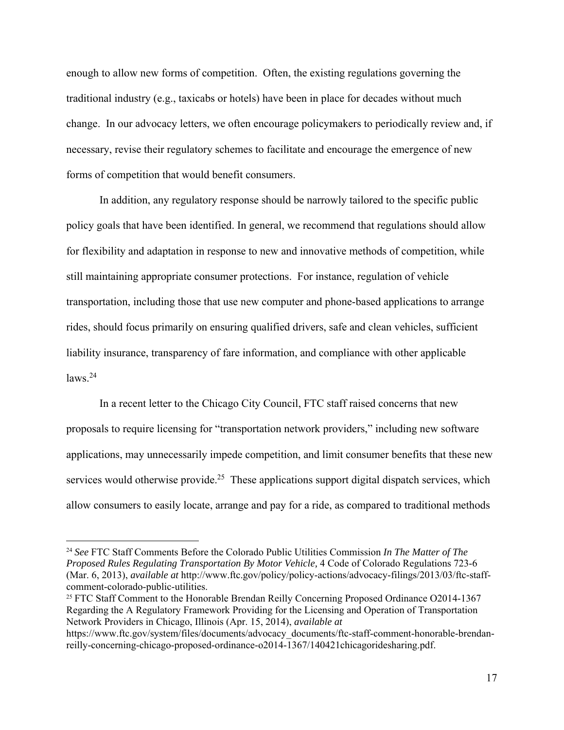enough to allow new forms of competition. Often, the existing regulations governing the traditional industry (e.g., taxicabs or hotels) have been in place for decades without much change. In our advocacy letters, we often encourage policymakers to periodically review and, if necessary, revise their regulatory schemes to facilitate and encourage the emergence of new forms of competition that would benefit consumers.

In addition, any regulatory response should be narrowly tailored to the specific public policy goals that have been identified. In general, we recommend that regulations should allow for flexibility and adaptation in response to new and innovative methods of competition, while still maintaining appropriate consumer protections. For instance, regulation of vehicle transportation, including those that use new computer and phone-based applications to arrange rides, should focus primarily on ensuring qualified drivers, safe and clean vehicles, sufficient liability insurance, transparency of fare information, and compliance with other applicable laws.[24]

In a recent letter to the Chicago City Council, FTC staff raised concerns that new proposals to require licensing for "transportation network providers," including new software applications, may unnecessarily impede competition, and limit consumer benefits that these new services would otherwise provide.[25] These applications support digital dispatch services, which allow consumers to easily locate, arrange and pay for a ride, as compared to traditional methods

---

[24] *See* FTC Staff Comments Before the Colorado Public Utilities Commission *In The Matter of The Proposed Rules Regulating Transportation By Motor Vehicle,* 4 Code of Colorado Regulations 723-6 (Mar. 6, 2013), *available at* http://www.ftc.gov/policy/policy-actions/advocacy-filings/2013/03/ftc-staff-comment-colorado-public-utilities.

[25] FTC Staff Comment to the Honorable Brendan Reilly Concerning Proposed Ordinance O2014-1367 Regarding the A Regulatory Framework Providing for the Licensing and Operation of Transportation Network Providers in Chicago, Illinois (Apr. 15, 2014), *available at* https://www.ftc.gov/system/files/documents/advocacy_documents/ftc-staff-comment-honorable-brendan-reilly-concerning-chicago-proposed-ordinance-o2014-1367/140421chicagoridesharing.pdf.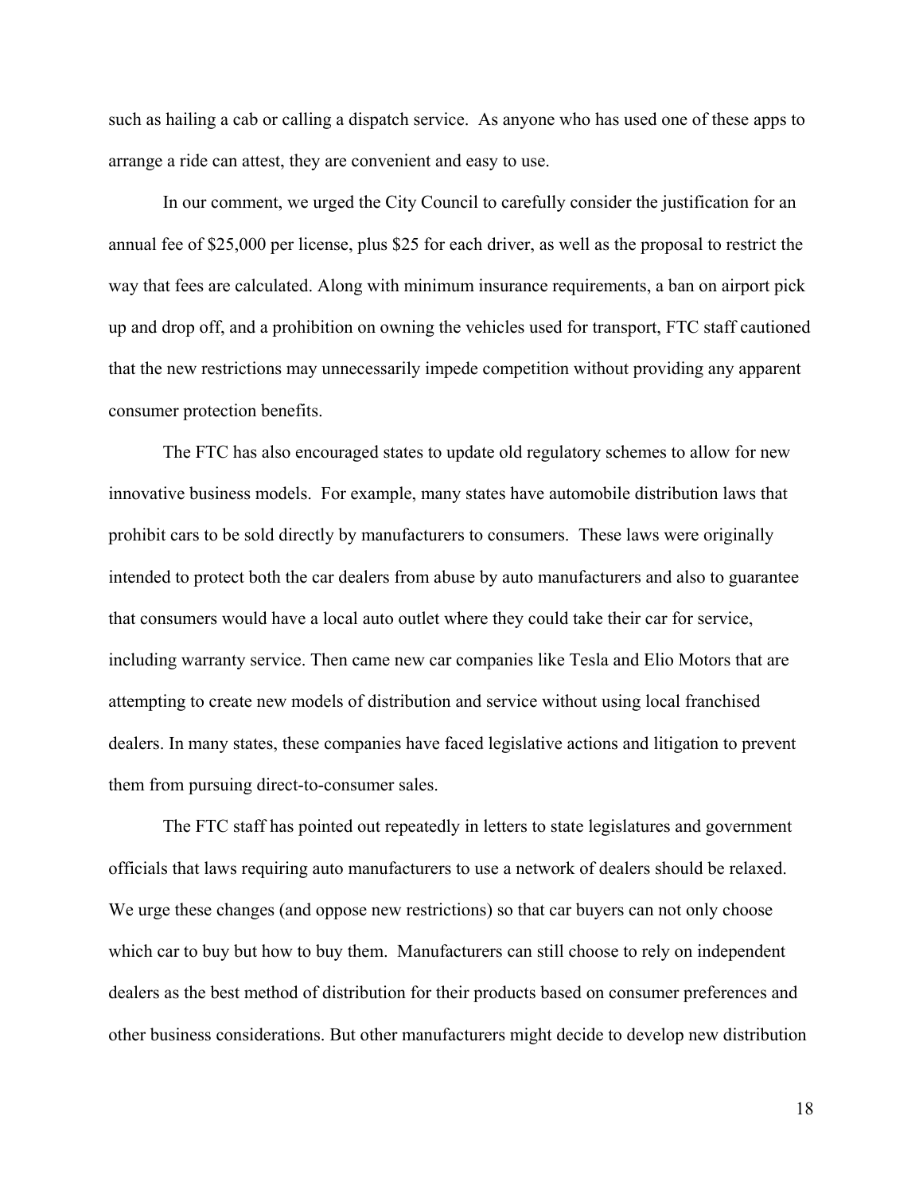such as hailing a cab or calling a dispatch service. As anyone who has used one of these apps to arrange a ride can attest, they are convenient and easy to use.

In our comment, we urged the City Council to carefully consider the justification for an annual fee of $25,000 per license, plus $25 for each driver, as well as the proposal to restrict the way that fees are calculated. Along with minimum insurance requirements, a ban on airport pick up and drop off, and a prohibition on owning the vehicles used for transport, FTC staff cautioned that the new restrictions may unnecessarily impede competition without providing any apparent consumer protection benefits.

The FTC has also encouraged states to update old regulatory schemes to allow for new innovative business models. For example, many states have automobile distribution laws that prohibit cars to be sold directly by manufacturers to consumers. These laws were originally intended to protect both the car dealers from abuse by auto manufacturers and also to guarantee that consumers would have a local auto outlet where they could take their car for service, including warranty service. Then came new car companies like Tesla and Elio Motors that are attempting to create new models of distribution and service without using local franchised dealers. In many states, these companies have faced legislative actions and litigation to prevent them from pursuing direct-to-consumer sales.

The FTC staff has pointed out repeatedly in letters to state legislatures and government officials that laws requiring auto manufacturers to use a network of dealers should be relaxed. We urge these changes (and oppose new restrictions) so that car buyers can not only choose which car to buy but how to buy them. Manufacturers can still choose to rely on independent dealers as the best method of distribution for their products based on consumer preferences and other business considerations. But other manufacturers might decide to develop new distribution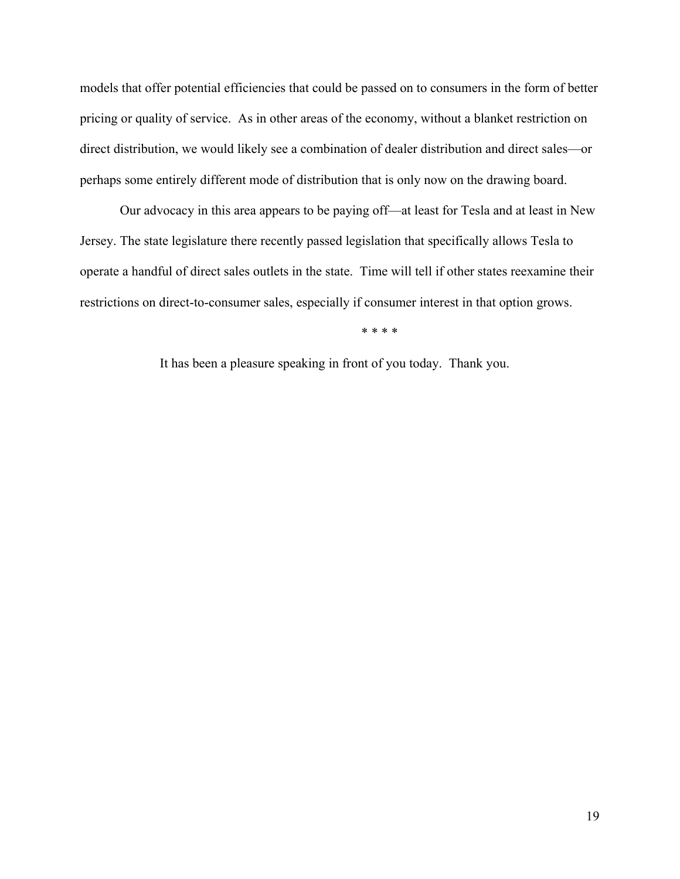models that offer potential efficiencies that could be passed on to consumers in the form of better pricing or quality of service. As in other areas of the economy, without a blanket restriction on direct distribution, we would likely see a combination of dealer distribution and direct sales—or perhaps some entirely different mode of distribution that is only now on the drawing board.

Our advocacy in this area appears to be paying off—at least for Tesla and at least in New Jersey. The state legislature there recently passed legislation that specifically allows Tesla to operate a handful of direct sales outlets in the state. Time will tell if other states reexamine their restrictions on direct-to-consumer sales, especially if consumer interest in that option grows.

* * * *

It has been a pleasure speaking in front of you today. Thank you.